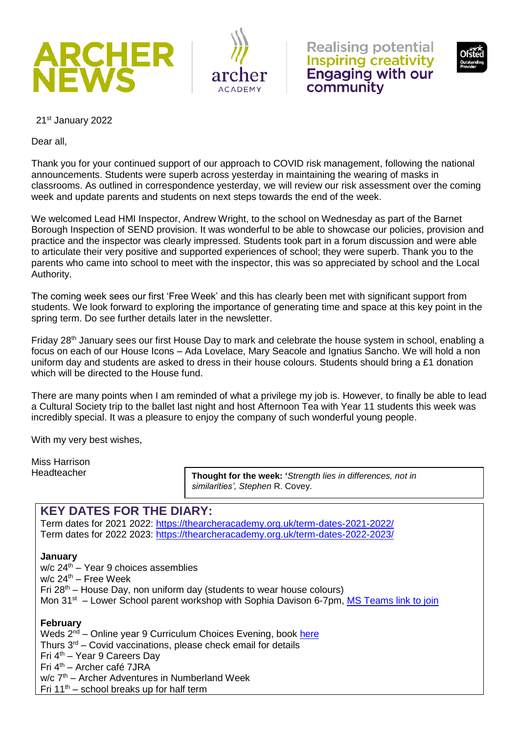# ARCHER NEWS

archer ACADEMY

Realising potential
Inspiring creativity
Engaging with our community

21st January 2022

Dear all,

Thank you for your continued support of our approach to COVID risk management, following the national announcements. Students were superb across yesterday in maintaining the wearing of masks in classrooms. As outlined in correspondence yesterday, we will review our risk assessment over the coming week and update parents and students on next steps towards the end of the week.

We welcomed Lead HMI Inspector, Andrew Wright, to the school on Wednesday as part of the Barnet Borough Inspection of SEND provision. It was wonderful to be able to showcase our policies, provision and practice and the inspector was clearly impressed. Students took part in a forum discussion and were able to articulate their very positive and supported experiences of school; they were superb. Thank you to the parents who came into school to meet with the inspector, this was so appreciated by school and the Local Authority.

The coming week sees our first 'Free Week' and this has clearly been met with significant support from students. We look forward to exploring the importance of generating time and space at this key point in the spring term. Do see further details later in the newsletter.

Friday 28th January sees our first House Day to mark and celebrate the house system in school, enabling a focus on each of our House Icons – Ada Lovelace, Mary Seacole and Ignatius Sancho. We will hold a non uniform day and students are asked to dress in their house colours. Students should bring a £1 donation which will be directed to the House fund.

There are many points when I am reminded of what a privilege my job is. However, to finally be able to lead a Cultural Society trip to the ballet last night and host Afternoon Tea with Year 11 students this week was incredibly special. It was a pleasure to enjoy the company of such wonderful young people.

With my very best wishes,

Miss Harrison
Headteacher

**Thought for the week:** '*Strength lies in differences, not in similarities', Stephen* R. Covey.

## KEY DATES FOR THE DIARY:

Term dates for 2021 2022: https://thearcheracademy.org.uk/term-dates-2021-2022/
Term dates for 2022 2023: https://thearcheracademy.org.uk/term-dates-2022-2023/

**January**

w/c 24th – Year 9 choices assemblies
w/c 24th – Free Week
Fri 28th – House Day, non uniform day (students to wear house colours)
Mon 31st – Lower School parent workshop with Sophia Davison 6-7pm, MS Teams link to join

**February**

Weds 2nd – Online year 9 Curriculum Choices Evening, book here
Thurs 3rd – Covid vaccinations, please check email for details
Fri 4th – Year 9 Careers Day
Fri 4th – Archer café 7JRA
w/c 7th – Archer Adventures in Numberland Week
Fri 11th – school breaks up for half term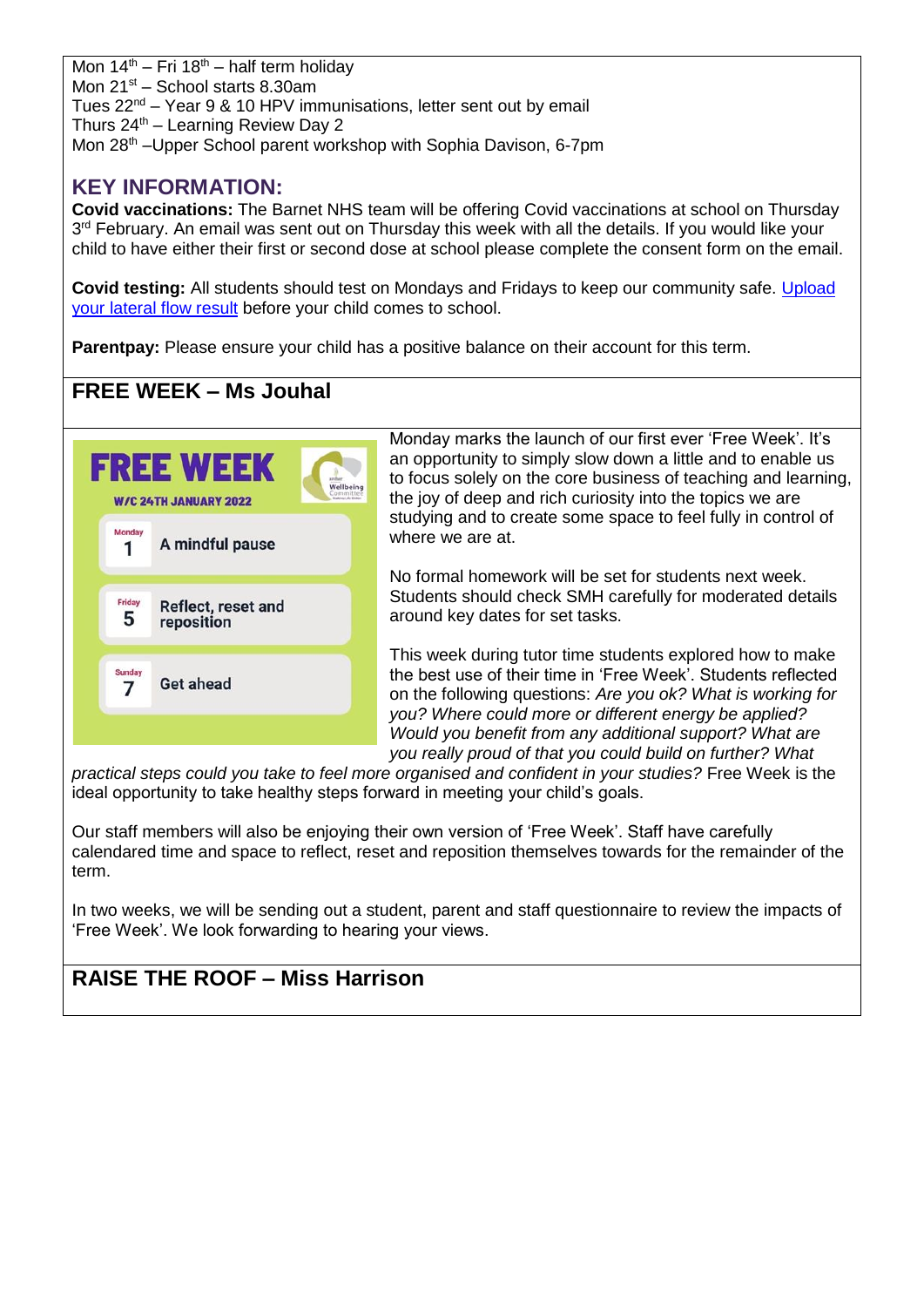Mon 14th – Fri 18th – half term holiday
Mon 21st – School starts 8.30am
Tues 22nd – Year 9 & 10 HPV immunisations, letter sent out by email
Thurs 24th – Learning Review Day 2
Mon 28th –Upper School parent workshop with Sophia Davison, 6-7pm

## KEY INFORMATION:

**Covid vaccinations:** The Barnet NHS team will be offering Covid vaccinations at school on Thursday 3rd February. An email was sent out on Thursday this week with all the details. If you would like your child to have either their first or second dose at school please complete the consent form on the email.

**Covid testing:** All students should test on Mondays and Fridays to keep our community safe. Upload your lateral flow result before your child comes to school.

**Parentpay:** Please ensure your child has a positive balance on their account for this term.

## FREE WEEK – Ms Jouhal

FREE WEEK
W/C 24TH JANUARY 2022

- Monday 1 – A mindful pause
- Friday 5 – Reflect, reset and reposition
- Sunday 7 – Get ahead

Monday marks the launch of our first ever 'Free Week'. It's an opportunity to simply slow down a little and to enable us to focus solely on the core business of teaching and learning, the joy of deep and rich curiosity into the topics we are studying and to create some space to feel fully in control of where we are at.

No formal homework will be set for students next week. Students should check SMH carefully for moderated details around key dates for set tasks.

This week during tutor time students explored how to make the best use of their time in 'Free Week'. Students reflected on the following questions: *Are you ok? What is working for you? Where could more or different energy be applied? Would you benefit from any additional support? What are you really proud of that you could build on further? What practical steps could you take to feel more organised and confident in your studies?* Free Week is the ideal opportunity to take healthy steps forward in meeting your child's goals.

Our staff members will also be enjoying their own version of 'Free Week'. Staff have carefully calendared time and space to reflect, reset and reposition themselves towards for the remainder of the term.

In two weeks, we will be sending out a student, parent and staff questionnaire to review the impacts of 'Free Week'. We look forwarding to hearing your views.

## RAISE THE ROOF – Miss Harrison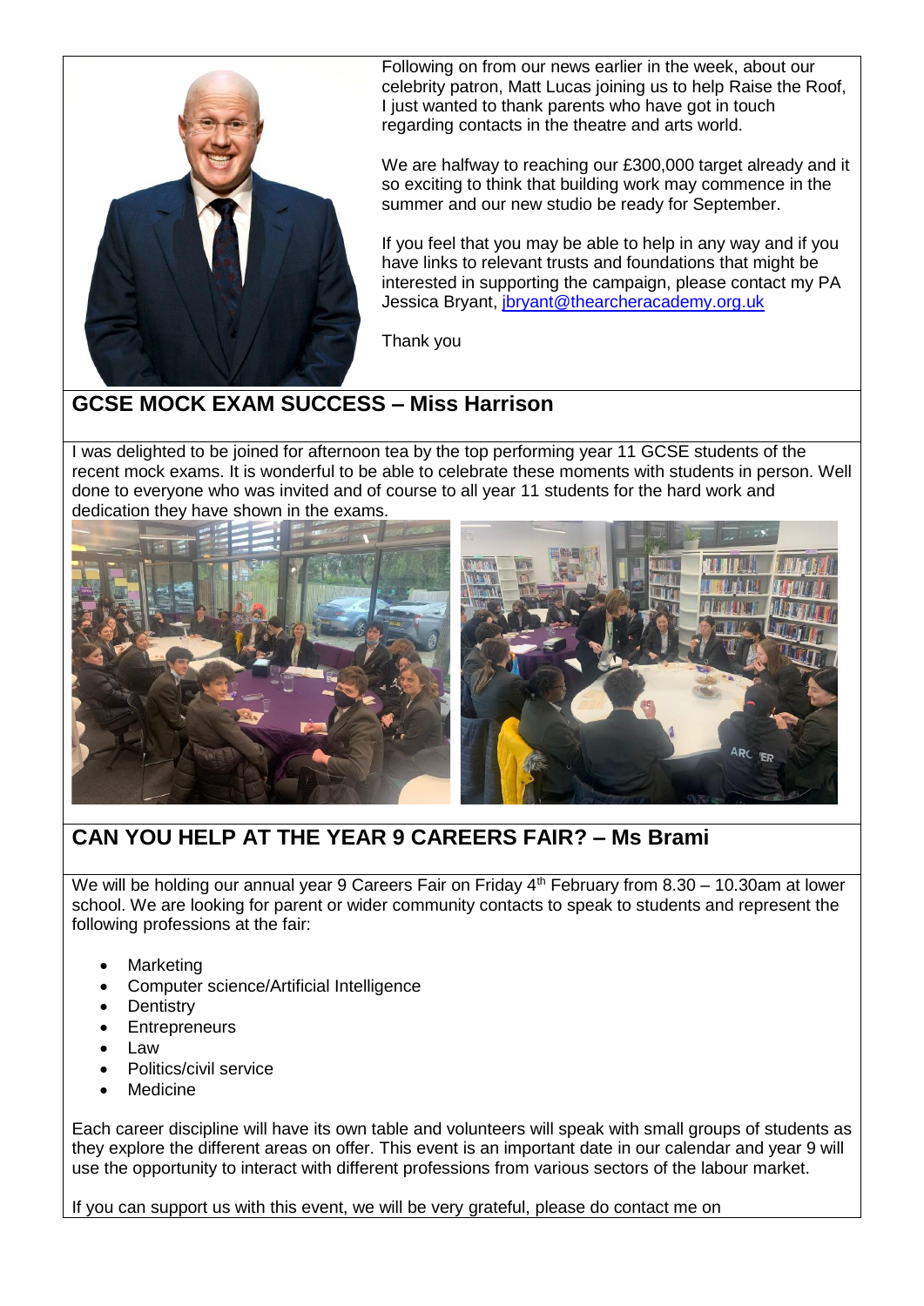Following on from our news earlier in the week, about our celebrity patron, Matt Lucas joining us to help Raise the Roof, I just wanted to thank parents who have got in touch regarding contacts in the theatre and arts world.

We are halfway to reaching our £300,000 target already and it so exciting to think that building work may commence in the summer and our new studio be ready for September.

If you feel that you may be able to help in any way and if you have links to relevant trusts and foundations that might be interested in supporting the campaign, please contact my PA Jessica Bryant, [jbryant@thearcheracademy.org.uk](mailto:jbryant@thearcheracademy.org.uk)

Thank you

## GCSE MOCK EXAM SUCCESS – Miss Harrison

I was delighted to be joined for afternoon tea by the top performing year 11 GCSE students of the recent mock exams. It is wonderful to be able to celebrate these moments with students in person. Well done to everyone who was invited and of course to all year 11 students for the hard work and dedication they have shown in the exams.

## CAN YOU HELP AT THE YEAR 9 CAREERS FAIR? – Ms Brami

We will be holding our annual year 9 Careers Fair on Friday 4th February from 8.30 – 10.30am at lower school. We are looking for parent or wider community contacts to speak to students and represent the following professions at the fair:

- Marketing
- Computer science/Artificial Intelligence
- Dentistry
- Entrepreneurs
- Law
- Politics/civil service
- Medicine

Each career discipline will have its own table and volunteers will speak with small groups of students as they explore the different areas on offer. This event is an important date in our calendar and year 9 will use the opportunity to interact with different professions from various sectors of the labour market.

If you can support us with this event, we will be very grateful, please do contact me on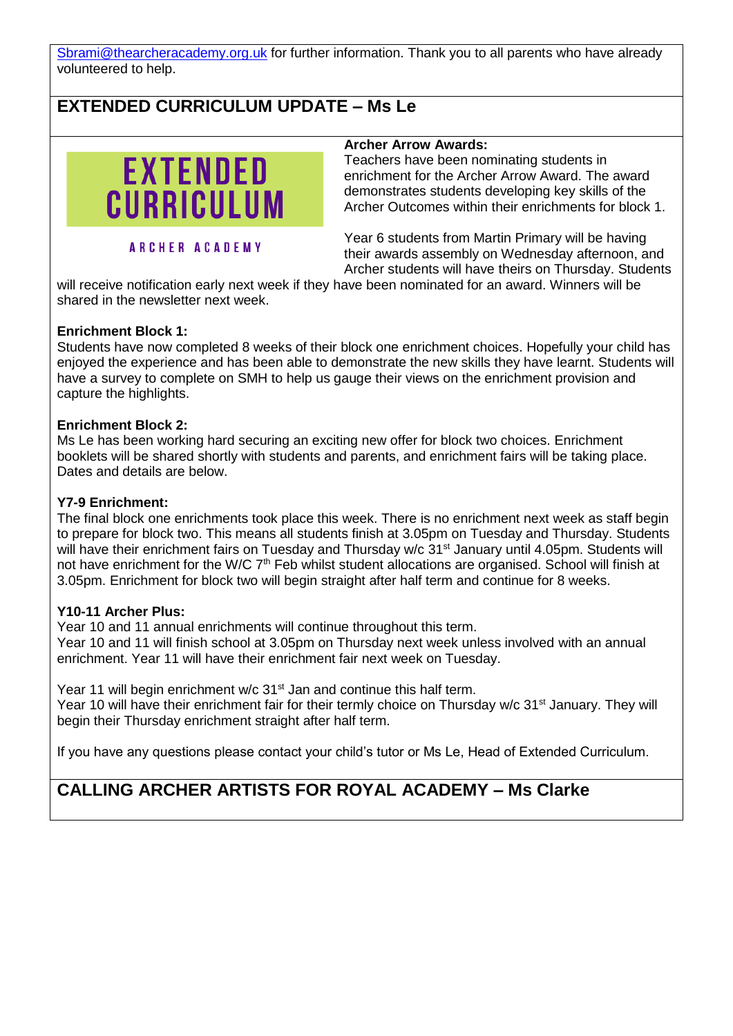Sbrami@thearcheracademy.org.uk for further information. Thank you to all parents who have already volunteered to help.

## EXTENDED CURRICULUM UPDATE – Ms Le

EXTENDED CURRICULUM

ARCHER ACADEMY

**Archer Arrow Awards:**

Teachers have been nominating students in enrichment for the Archer Arrow Award. The award demonstrates students developing key skills of the Archer Outcomes within their enrichments for block 1.

Year 6 students from Martin Primary will be having their awards assembly on Wednesday afternoon, and Archer students will have theirs on Thursday. Students will receive notification early next week if they have been nominated for an award. Winners will be shared in the newsletter next week.

**Enrichment Block 1:**

Students have now completed 8 weeks of their block one enrichment choices. Hopefully your child has enjoyed the experience and has been able to demonstrate the new skills they have learnt. Students will have a survey to complete on SMH to help us gauge their views on the enrichment provision and capture the highlights.

**Enrichment Block 2:**

Ms Le has been working hard securing an exciting new offer for block two choices. Enrichment booklets will be shared shortly with students and parents, and enrichment fairs will be taking place. Dates and details are below.

**Y7-9 Enrichment:**

The final block one enrichments took place this week. There is no enrichment next week as staff begin to prepare for block two. This means all students finish at 3.05pm on Tuesday and Thursday. Students will have their enrichment fairs on Tuesday and Thursday w/c 31st January until 4.05pm. Students will not have enrichment for the W/C 7th Feb whilst student allocations are organised. School will finish at 3.05pm. Enrichment for block two will begin straight after half term and continue for 8 weeks.

**Y10-11 Archer Plus:**

Year 10 and 11 annual enrichments will continue throughout this term.
Year 10 and 11 will finish school at 3.05pm on Thursday next week unless involved with an annual enrichment. Year 11 will have their enrichment fair next week on Tuesday.

Year 11 will begin enrichment w/c 31st Jan and continue this half term.
Year 10 will have their enrichment fair for their termly choice on Thursday w/c 31st January. They will begin their Thursday enrichment straight after half term.

If you have any questions please contact your child's tutor or Ms Le, Head of Extended Curriculum.

## CALLING ARCHER ARTISTS FOR ROYAL ACADEMY – Ms Clarke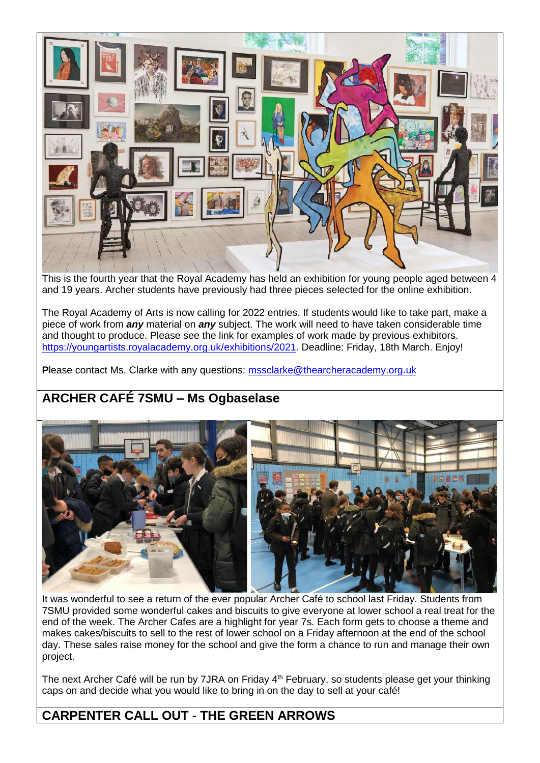This is the fourth year that the Royal Academy has held an exhibition for young people aged between 4 and 19 years. Archer students have previously had three pieces selected for the online exhibition.

The Royal Academy of Arts is now calling for 2022 entries. If students would like to take part, make a piece of work from ***any*** material on ***any*** subject. The work will need to have taken considerable time and thought to produce. Please see the link for examples of work made by previous exhibitors. https://youngartists.royalacademy.org.uk/exhibitions/2021. Deadline: Friday, 18th March. Enjoy!

**P**lease contact Ms. Clarke with any questions: mssclarke@thearcheracademy.org.uk

## ARCHER CAFÉ 7SMU – Ms Ogbaselase

It was wonderful to see a return of the ever popular Archer Café to school last Friday. Students from 7SMU provided some wonderful cakes and biscuits to give everyone at lower school a real treat for the end of the week. The Archer Cafes are a highlight for year 7s. Each form gets to choose a theme and makes cakes/biscuits to sell to the rest of lower school on a Friday afternoon at the end of the school day. These sales raise money for the school and give the form a chance to run and manage their own project.

The next Archer Café will be run by 7JRA on Friday 4th February, so students please get your thinking caps on and decide what you would like to bring in on the day to sell at your café!

## CARPENTER CALL OUT - THE GREEN ARROWS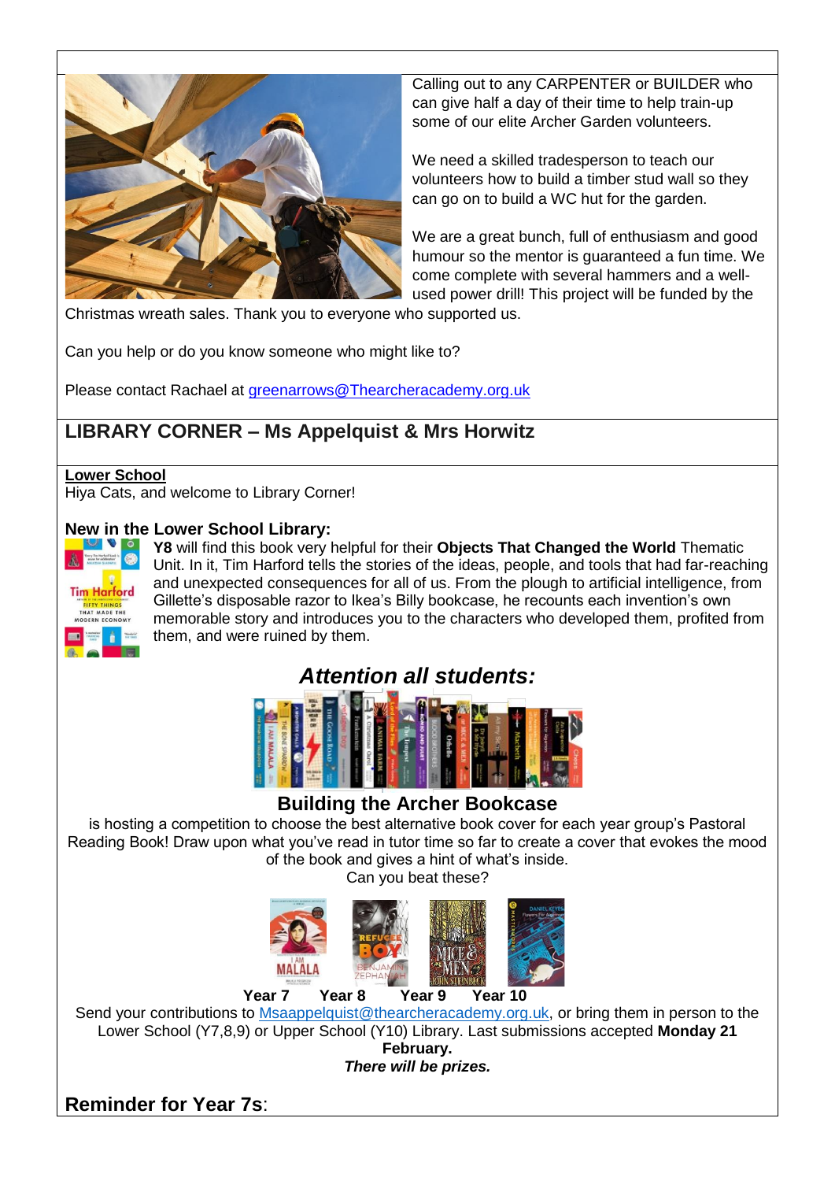Calling out to any CARPENTER or BUILDER who can give half a day of their time to help train-up some of our elite Archer Garden volunteers.

We need a skilled tradesperson to teach our volunteers how to build a timber stud wall so they can go on to build a WC hut for the garden.

We are a great bunch, full of enthusiasm and good humour so the mentor is guaranteed a fun time. We come complete with several hammers and a well-used power drill! This project will be funded by the Christmas wreath sales. Thank you to everyone who supported us.

Can you help or do you know someone who might like to?

Please contact Rachael at greenarrows@Thearcheracademy.org.uk

## LIBRARY CORNER – Ms Appelquist & Mrs Horwitz

**Lower School**

Hiya Cats, and welcome to Library Corner!

### New in the Lower School Library:

**Y8** will find this book very helpful for their **Objects That Changed the World** Thematic Unit. In it, Tim Harford tells the stories of the ideas, people, and tools that had far-reaching and unexpected consequences for all of us. From the plough to artificial intelligence, from Gillette's disposable razor to Ikea's Billy bookcase, he recounts each invention's own memorable story and introduces you to the characters who developed them, profited from them, and were ruined by them.

### *Attention all students:*

### Building the Archer Bookcase

is hosting a competition to choose the best alternative book cover for each year group's Pastoral Reading Book! Draw upon what you've read in tutor time so far to create a cover that evokes the mood of the book and gives a hint of what's inside.

Can you beat these?

**Year 7** **Year 8** **Year 9** **Year 10**

Send your contributions to Msaappelquist@thearcheracademy.org.uk, or bring them in person to the Lower School (Y7,8,9) or Upper School (Y10) Library. Last submissions accepted **Monday 21 February.**

***There will be prizes.***

**Reminder for Year 7s**: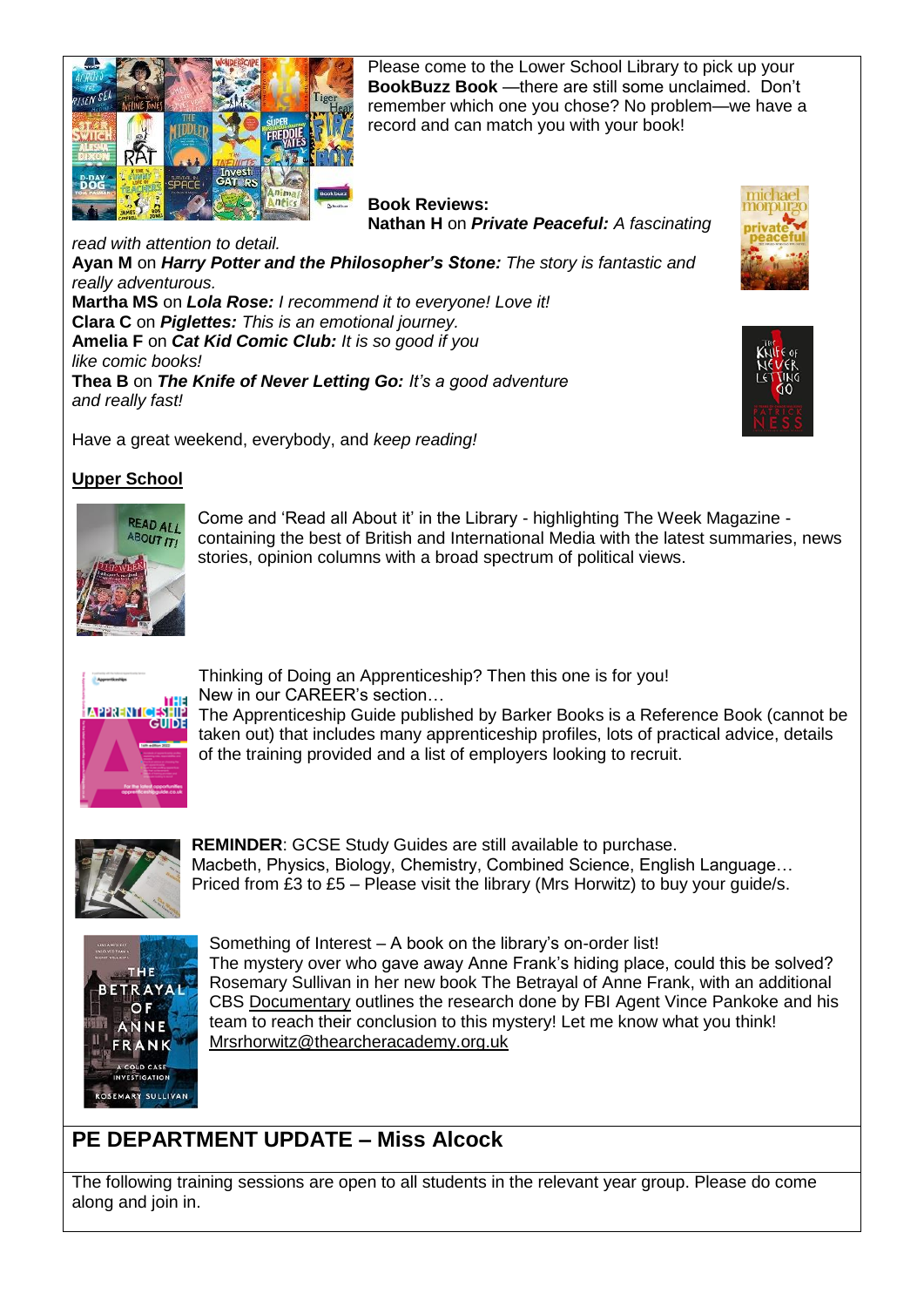Please come to the Lower School Library to pick up your **BookBuzz Book** —there are still some unclaimed. Don't remember which one you chose? No problem—we have a record and can match you with your book!

**Book Reviews:**

**Nathan H** on ***Private Peaceful:*** *A fascinating read with attention to detail.*

**Ayan M** on ***Harry Potter and the Philosopher's Stone:*** *The story is fantastic and really adventurous.*

**Martha MS** on ***Lola Rose:*** *I recommend it to everyone! Love it!*

**Clara C** on ***Piglettes:*** *This is an emotional journey.*

**Amelia F** on ***Cat Kid Comic Club:*** *It is so good if you like comic books!*

**Thea B** on ***The Knife of Never Letting Go:*** *It's a good adventure and really fast!*

Have a great weekend, everybody, and *keep reading!*

**Upper School**

Come and 'Read all About it' in the Library - highlighting The Week Magazine - containing the best of British and International Media with the latest summaries, news stories, opinion columns with a broad spectrum of political views.

Thinking of Doing an Apprenticeship? Then this one is for you!
New in our CAREER's section…
The Apprenticeship Guide published by Barker Books is a Reference Book (cannot be taken out) that includes many apprenticeship profiles, lots of practical advice, details of the training provided and a list of employers looking to recruit.

**REMINDER**: GCSE Study Guides are still available to purchase.
Macbeth, Physics, Biology, Chemistry, Combined Science, English Language…
Priced from £3 to £5 – Please visit the library (Mrs Horwitz) to buy your guide/s.

Something of Interest – A book on the library's on-order list!
The mystery over who gave away Anne Frank's hiding place, could this be solved? Rosemary Sullivan in her new book The Betrayal of Anne Frank, with an additional CBS Documentary outlines the research done by FBI Agent Vince Pankoke and his team to reach their conclusion to this mystery! Let me know what you think!
Mrsrhorwitz@thearcheracademy.org.uk

## PE DEPARTMENT UPDATE – Miss Alcock

The following training sessions are open to all students in the relevant year group. Please do come along and join in.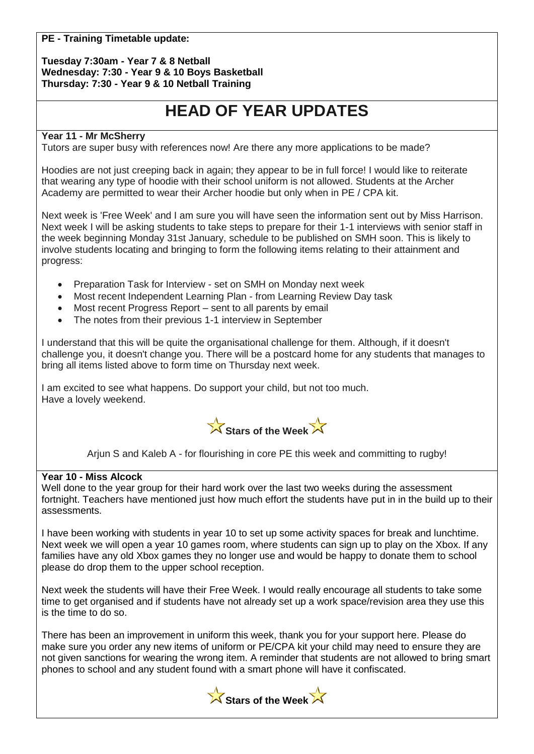**PE - Training Timetable update:**

**Tuesday 7:30am - Year 7 & 8 Netball**
**Wednesday: 7:30 - Year 9 & 10 Boys Basketball**
**Thursday: 7:30 - Year 9 & 10 Netball Training**

# HEAD OF YEAR UPDATES

**Year 11 - Mr McSherry**

Tutors are super busy with references now! Are there any more applications to be made?

Hoodies are not just creeping back in again; they appear to be in full force! I would like to reiterate that wearing any type of hoodie with their school uniform is not allowed. Students at the Archer Academy are permitted to wear their Archer hoodie but only when in PE / CPA kit.

Next week is 'Free Week' and I am sure you will have seen the information sent out by Miss Harrison. Next week I will be asking students to take steps to prepare for their 1-1 interviews with senior staff in the week beginning Monday 31st January, schedule to be published on SMH soon. This is likely to involve students locating and bringing to form the following items relating to their attainment and progress:

- Preparation Task for Interview - set on SMH on Monday next week
- Most recent Independent Learning Plan - from Learning Review Day task
- Most recent Progress Report – sent to all parents by email
- The notes from their previous 1-1 interview in September

I understand that this will be quite the organisational challenge for them. Although, if it doesn't challenge you, it doesn't change you. There will be a postcard home for any students that manages to bring all items listed above to form time on Thursday next week.

I am excited to see what happens. Do support your child, but not too much.
Have a lovely weekend.

**Stars of the Week**

Arjun S and Kaleb A - for flourishing in core PE this week and committing to rugby!

**Year 10 - Miss Alcock**

Well done to the year group for their hard work over the last two weeks during the assessment fortnight. Teachers have mentioned just how much effort the students have put in in the build up to their assessments.

I have been working with students in year 10 to set up some activity spaces for break and lunchtime. Next week we will open a year 10 games room, where students can sign up to play on the Xbox. If any families have any old Xbox games they no longer use and would be happy to donate them to school please do drop them to the upper school reception.

Next week the students will have their Free Week. I would really encourage all students to take some time to get organised and if students have not already set up a work space/revision area they use this is the time to do so.

There has been an improvement in uniform this week, thank you for your support here. Please do make sure you order any new items of uniform or PE/CPA kit your child may need to ensure they are not given sanctions for wearing the wrong item. A reminder that students are not allowed to bring smart phones to school and any student found with a smart phone will have it confiscated.

**Stars of the Week**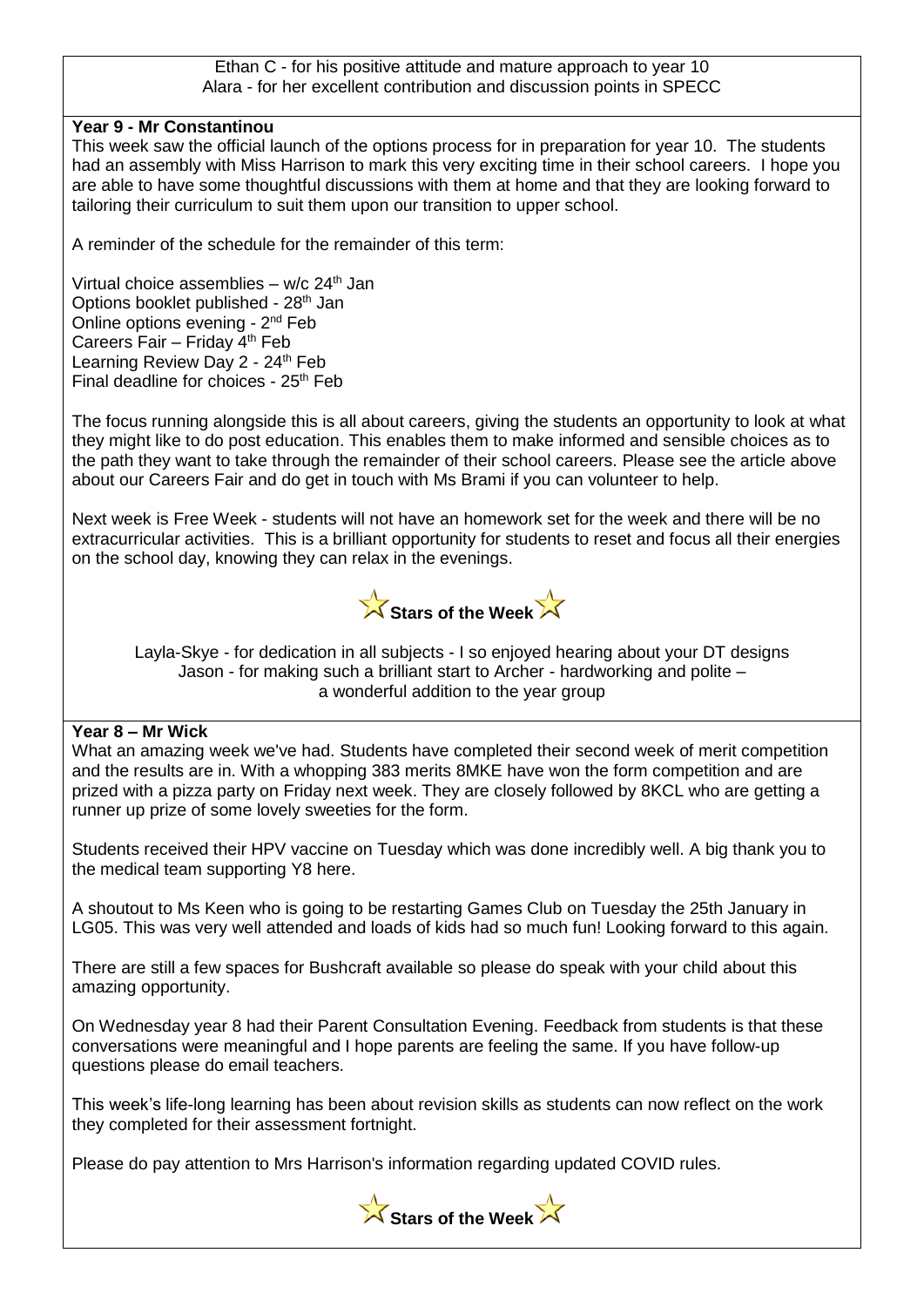Ethan C - for his positive attitude and mature approach to year 10
Alara - for her excellent contribution and discussion points in SPECC

**Year 9 - Mr Constantinou**

This week saw the official launch of the options process for in preparation for year 10. The students had an assembly with Miss Harrison to mark this very exciting time in their school careers. I hope you are able to have some thoughtful discussions with them at home and that they are looking forward to tailoring their curriculum to suit them upon our transition to upper school.

A reminder of the schedule for the remainder of this term:

Virtual choice assemblies – w/c 24th Jan
Options booklet published - 28th Jan
Online options evening - 2nd Feb
Careers Fair – Friday 4th Feb
Learning Review Day 2 - 24th Feb
Final deadline for choices - 25th Feb

The focus running alongside this is all about careers, giving the students an opportunity to look at what they might like to do post education. This enables them to make informed and sensible choices as to the path they want to take through the remainder of their school careers. Please see the article above about our Careers Fair and do get in touch with Ms Brami if you can volunteer to help.

Next week is Free Week - students will not have an homework set for the week and there will be no extracurricular activities. This is a brilliant opportunity for students to reset and focus all their energies on the school day, knowing they can relax in the evenings.

**Stars of the Week**

Layla-Skye - for dedication in all subjects - I so enjoyed hearing about your DT designs
Jason - for making such a brilliant start to Archer - hardworking and polite – a wonderful addition to the year group

**Year 8 – Mr Wick**

What an amazing week we've had. Students have completed their second week of merit competition and the results are in. With a whopping 383 merits 8MKE have won the form competition and are prized with a pizza party on Friday next week. They are closely followed by 8KCL who are getting a runner up prize of some lovely sweeties for the form.

Students received their HPV vaccine on Tuesday which was done incredibly well. A big thank you to the medical team supporting Y8 here.

A shoutout to Ms Keen who is going to be restarting Games Club on Tuesday the 25th January in LG05. This was very well attended and loads of kids had so much fun! Looking forward to this again.

There are still a few spaces for Bushcraft available so please do speak with your child about this amazing opportunity.

On Wednesday year 8 had their Parent Consultation Evening. Feedback from students is that these conversations were meaningful and I hope parents are feeling the same. If you have follow-up questions please do email teachers.

This week's life-long learning has been about revision skills as students can now reflect on the work they completed for their assessment fortnight.

Please do pay attention to Mrs Harrison's information regarding updated COVID rules.

**Stars of the Week**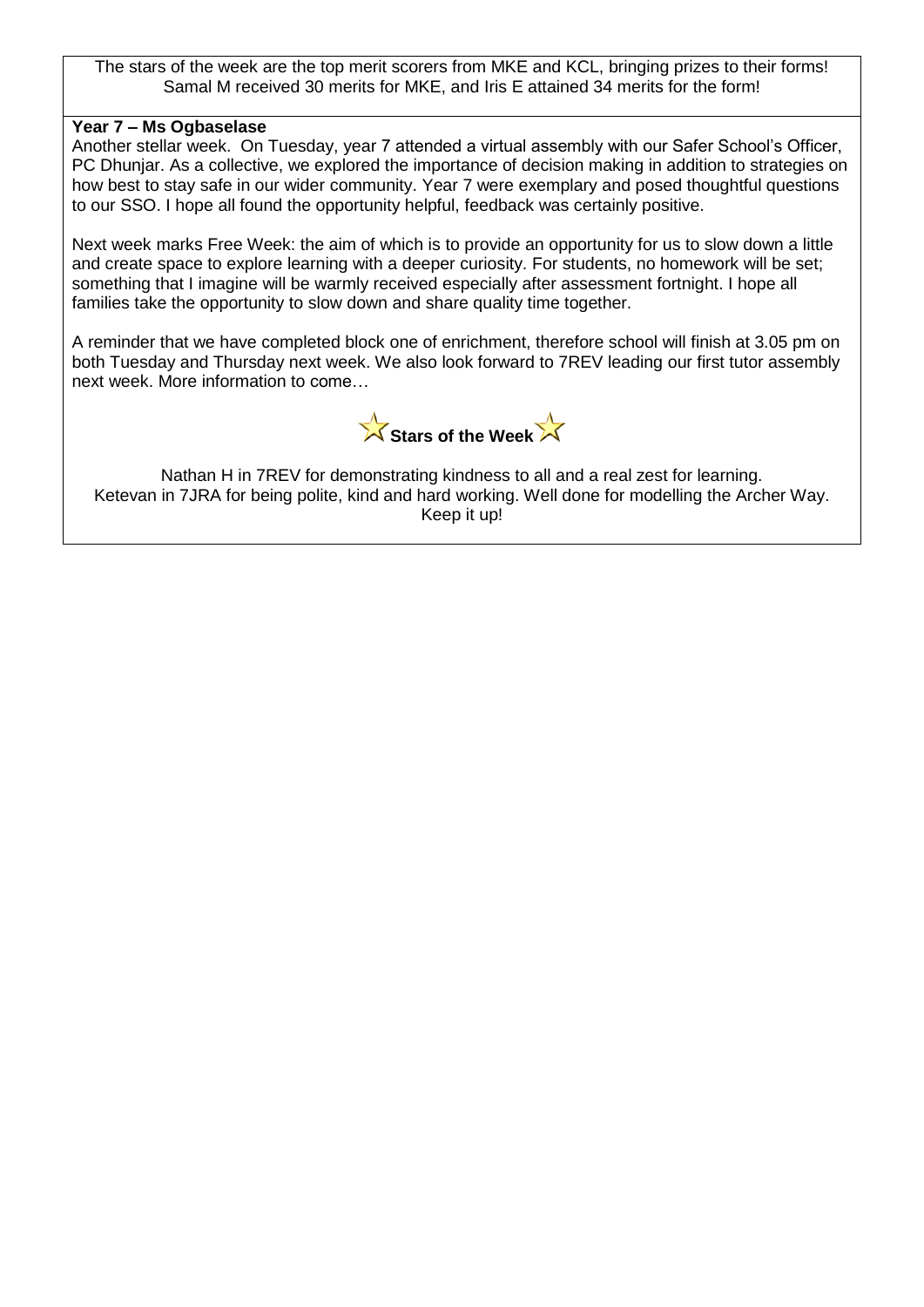The stars of the week are the top merit scorers from MKE and KCL, bringing prizes to their forms! Samal M received 30 merits for MKE, and Iris E attained 34 merits for the form!

**Year 7 – Ms Ogbaselase**

Another stellar week. On Tuesday, year 7 attended a virtual assembly with our Safer School's Officer, PC Dhunjar. As a collective, we explored the importance of decision making in addition to strategies on how best to stay safe in our wider community. Year 7 were exemplary and posed thoughtful questions to our SSO. I hope all found the opportunity helpful, feedback was certainly positive.

Next week marks Free Week: the aim of which is to provide an opportunity for us to slow down a little and create space to explore learning with a deeper curiosity. For students, no homework will be set; something that I imagine will be warmly received especially after assessment fortnight. I hope all families take the opportunity to slow down and share quality time together.

A reminder that we have completed block one of enrichment, therefore school will finish at 3.05 pm on both Tuesday and Thursday next week. We also look forward to 7REV leading our first tutor assembly next week. More information to come…

**Stars of the Week**

Nathan H in 7REV for demonstrating kindness to all and a real zest for learning.
Ketevan in 7JRA for being polite, kind and hard working. Well done for modelling the Archer Way. Keep it up!